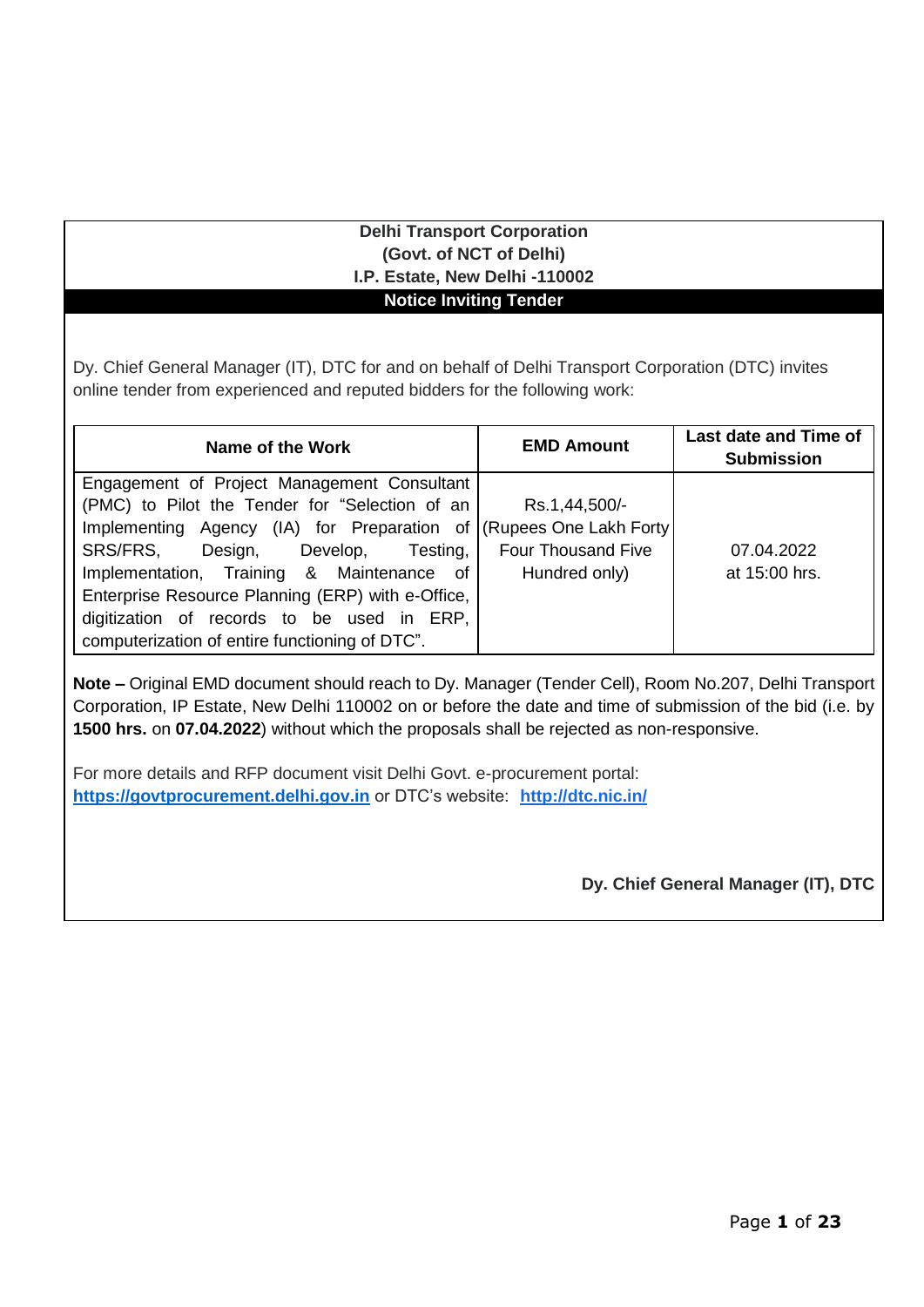**Delhi Transport Corporation**
**(Govt. of NCT of Delhi)**
**I.P. Estate, New Delhi -110002**

## Notice Inviting Tender

Dy. Chief General Manager (IT), DTC for and on behalf of Delhi Transport Corporation (DTC) invites online tender from experienced and reputed bidders for the following work:

| Name of the Work | EMD Amount | Last date and Time of Submission |
| --- | --- | --- |
| Engagement of Project Management Consultant (PMC) to Pilot the Tender for "Selection of an Implementing Agency (IA) for Preparation of SRS/FRS, Design, Develop, Testing, Implementation, Training & Maintenance of Enterprise Resource Planning (ERP) with e-Office, digitization of records to be used in ERP, computerization of entire functioning of DTC". | Rs.1,44,500/- (Rupees One Lakh Forty Four Thousand Five Hundred only) | 07.04.2022 at 15:00 hrs. |

**Note –** Original EMD document should reach to Dy. Manager (Tender Cell), Room No.207, Delhi Transport Corporation, IP Estate, New Delhi 110002 on or before the date and time of submission of the bid (i.e. by **1500 hrs.** on **07.04.2022**) without which the proposals shall be rejected as non-responsive.

For more details and RFP document visit Delhi Govt. e-procurement portal: **https://govtprocurement.delhi.gov.in** or DTC's website: **http://dtc.nic.in/**

**Dy. Chief General Manager (IT), DTC**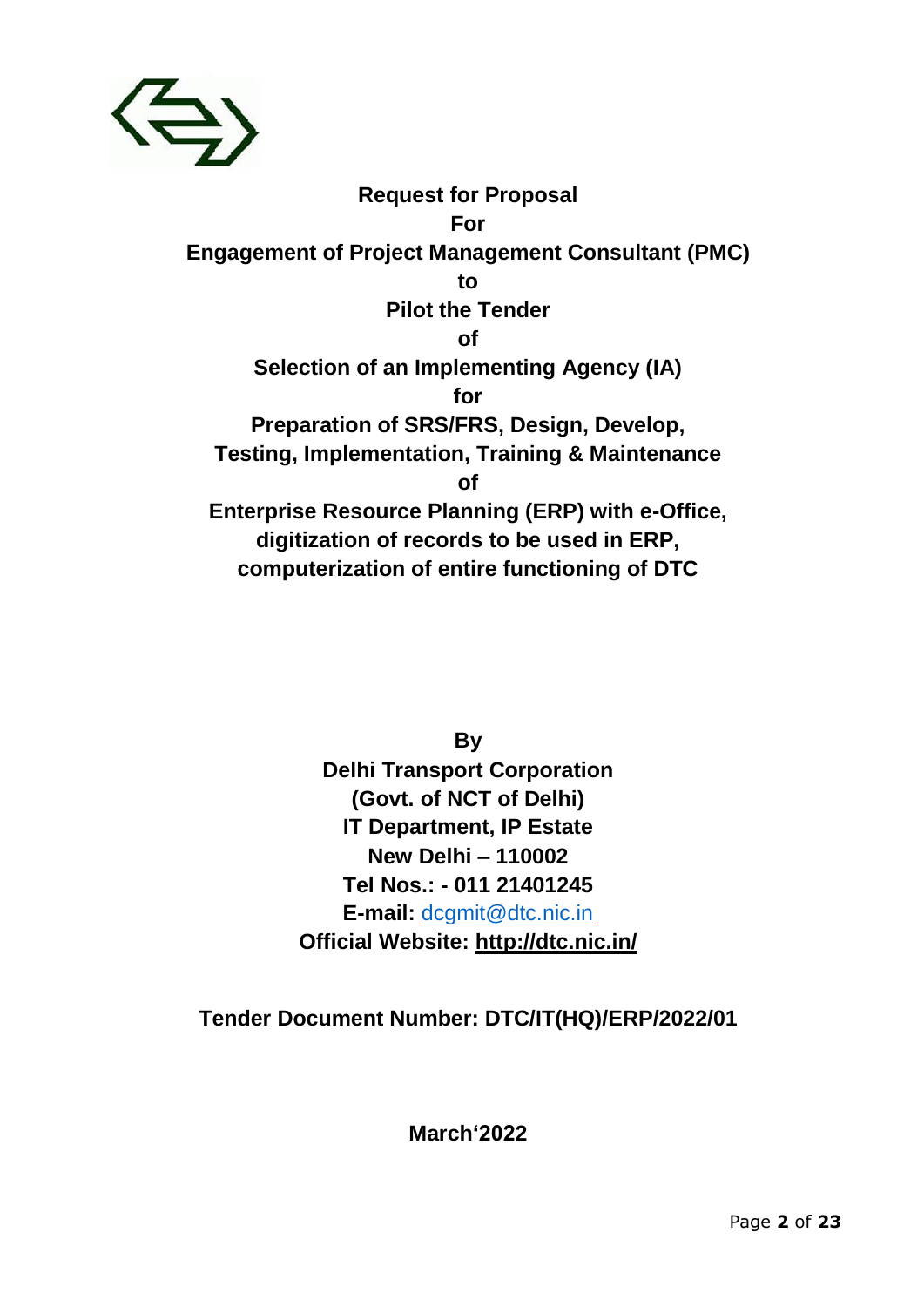**Request for Proposal**

**For**

**Engagement of Project Management Consultant (PMC)**

**to**

**Pilot the Tender**

**of**

**Selection of an Implementing Agency (IA)**

**for**

**Preparation of SRS/FRS, Design, Develop, Testing, Implementation, Training & Maintenance**

**of**

**Enterprise Resource Planning (ERP) with e-Office, digitization of records to be used in ERP, computerization of entire functioning of DTC**

**By**

**Delhi Transport Corporation**

**(Govt. of NCT of Delhi)**

**IT Department, IP Estate**

**New Delhi – 110002**

**Tel Nos.: - 011 21401245**

**E-mail:** dcgmit@dtc.nic.in

**Official Website: http://dtc.nic.in/**

**Tender Document Number: DTC/IT(HQ)/ERP/2022/01**

**March'2022**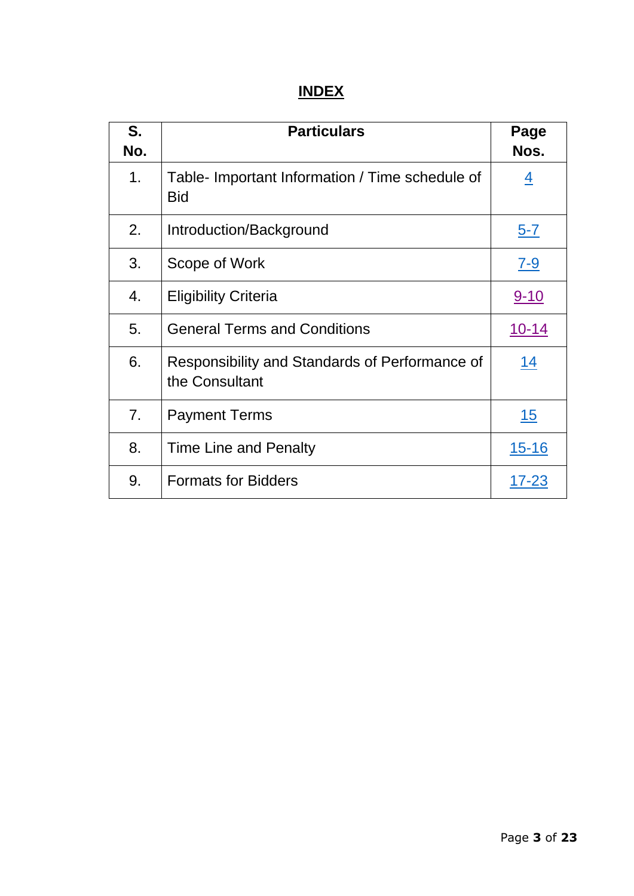# INDEX

| S. No. | Particulars | Page Nos. |
|---|---|---|
| 1. | Table- Important Information / Time schedule of Bid | 4 |
| 2. | Introduction/Background | 5-7 |
| 3. | Scope of Work | 7-9 |
| 4. | Eligibility Criteria | 9-10 |
| 5. | General Terms and Conditions | 10-14 |
| 6. | Responsibility and Standards of Performance of the Consultant | 14 |
| 7. | Payment Terms | 15 |
| 8. | Time Line and Penalty | 15-16 |
| 9. | Formats for Bidders | 17-23 |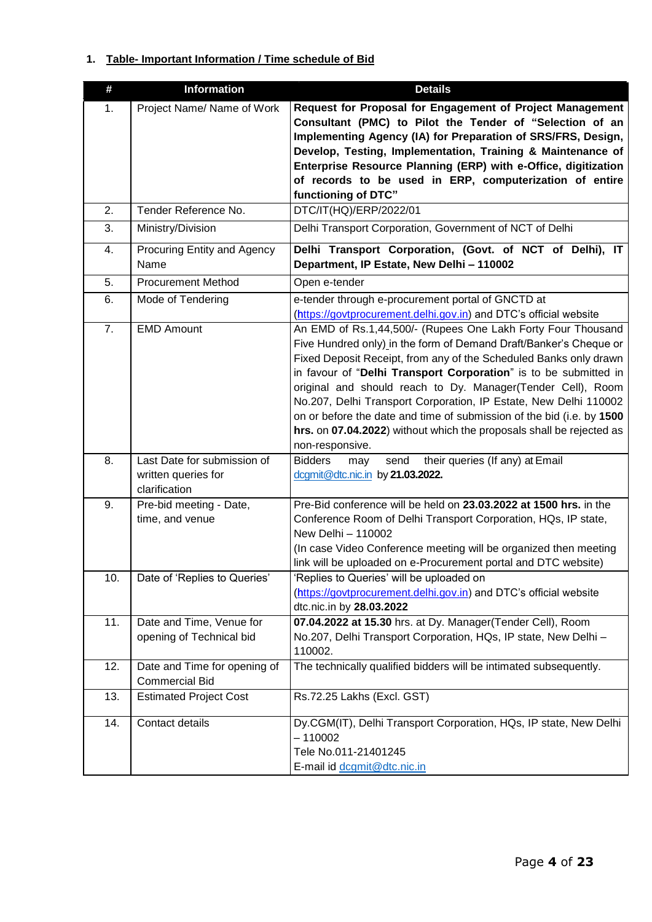1. **Table- Important Information / Time schedule of Bid**

| # | Information | Details |
|---|---|---|
| 1. | Project Name/ Name of Work | **Request for Proposal for Engagement of Project Management Consultant (PMC) to Pilot the Tender of "Selection of an Implementing Agency (IA) for Preparation of SRS/FRS, Design, Develop, Testing, Implementation, Training & Maintenance of Enterprise Resource Planning (ERP) with e-Office, digitization of records to be used in ERP, computerization of entire functioning of DTC"** |
| 2. | Tender Reference No. | DTC/IT(HQ)/ERP/2022/01 |
| 3. | Ministry/Division | Delhi Transport Corporation, Government of NCT of Delhi |
| 4. | Procuring Entity and Agency Name | **Delhi Transport Corporation, (Govt. of NCT of Delhi), IT Department, IP Estate, New Delhi – 110002** |
| 5. | Procurement Method | Open e-tender |
| 6. | Mode of Tendering | e-tender through e-procurement portal of GNCTD at (https://govtprocurement.delhi.gov.in) and DTC's official website |
| 7. | EMD Amount | An EMD of Rs.1,44,500/- (Rupees One Lakh Forty Four Thousand Five Hundred only) in the form of Demand Draft/Banker's Cheque or Fixed Deposit Receipt, from any of the Scheduled Banks only drawn in favour of "**Delhi Transport Corporation**" is to be submitted in original and should reach to Dy. Manager(Tender Cell), Room No.207, Delhi Transport Corporation, IP Estate, New Delhi 110002 on or before the date and time of submission of the bid (i.e. by **1500 hrs.** on **07.04.2022**) without which the proposals shall be rejected as non-responsive. |
| 8. | Last Date for submission of written queries for clarification | Bidders may send their queries (If any) at Email dcgmit@dtc.nic.in by **21.03.2022.** |
| 9. | Pre-bid meeting - Date, time, and venue | Pre-Bid conference will be held on **23.03.2022 at 1500 hrs.** in the Conference Room of Delhi Transport Corporation, HQs, IP state, New Delhi – 110002<br>(In case Video Conference meeting will be organized then meeting link will be uploaded on e-Procurement portal and DTC website) |
| 10. | Date of 'Replies to Queries' | 'Replies to Queries' will be uploaded on (https://govtprocurement.delhi.gov.in) and DTC's official website dtc.nic.in by **28.03.2022** |
| 11. | Date and Time, Venue for opening of Technical bid | **07.04.2022 at 15.30** hrs. at Dy. Manager(Tender Cell), Room No.207, Delhi Transport Corporation, HQs, IP state, New Delhi – 110002. |
| 12. | Date and Time for opening of Commercial Bid | The technically qualified bidders will be intimated subsequently. |
| 13. | Estimated Project Cost | Rs.72.25 Lakhs (Excl. GST) |
| 14. | Contact details | Dy.CGM(IT), Delhi Transport Corporation, HQs, IP state, New Delhi – 110002<br>Tele No.011-21401245<br>E-mail id dcgmit@dtc.nic.in |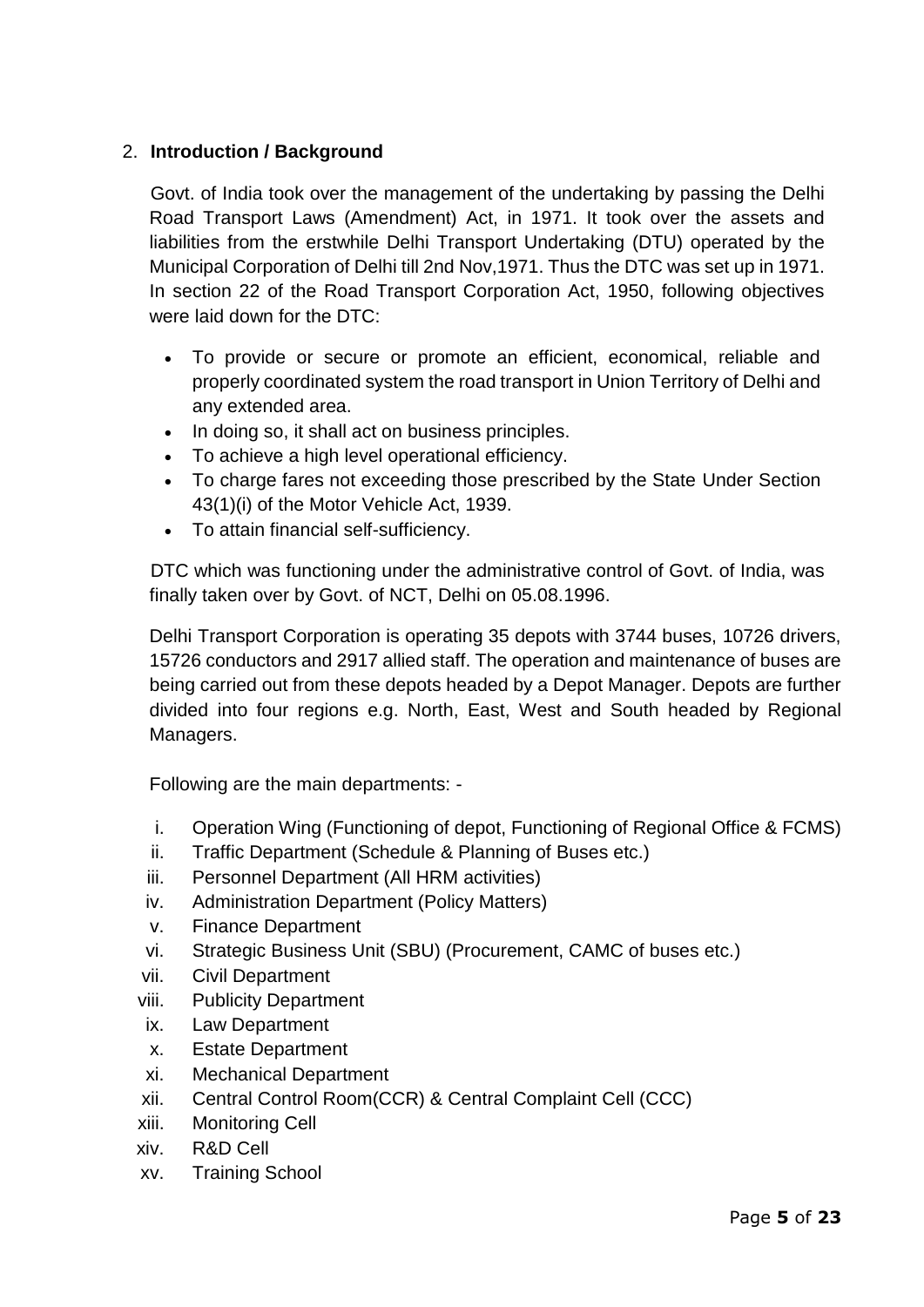## 2. **Introduction / Background**

Govt. of India took over the management of the undertaking by passing the Delhi Road Transport Laws (Amendment) Act, in 1971. It took over the assets and liabilities from the erstwhile Delhi Transport Undertaking (DTU) operated by the Municipal Corporation of Delhi till 2nd Nov,1971. Thus the DTC was set up in 1971. In section 22 of the Road Transport Corporation Act, 1950, following objectives were laid down for the DTC:

- To provide or secure or promote an efficient, economical, reliable and properly coordinated system the road transport in Union Territory of Delhi and any extended area.
- In doing so, it shall act on business principles.
- To achieve a high level operational efficiency.
- To charge fares not exceeding those prescribed by the State Under Section 43(1)(i) of the Motor Vehicle Act, 1939.
- To attain financial self-sufficiency.

DTC which was functioning under the administrative control of Govt. of India, was finally taken over by Govt. of NCT, Delhi on 05.08.1996.

Delhi Transport Corporation is operating 35 depots with 3744 buses, 10726 drivers, 15726 conductors and 2917 allied staff. The operation and maintenance of buses are being carried out from these depots headed by a Depot Manager. Depots are further divided into four regions e.g. North, East, West and South headed by Regional Managers.

Following are the main departments: -

i. Operation Wing (Functioning of depot, Functioning of Regional Office & FCMS)
ii. Traffic Department (Schedule & Planning of Buses etc.)
iii. Personnel Department (All HRM activities)
iv. Administration Department (Policy Matters)
v. Finance Department
vi. Strategic Business Unit (SBU) (Procurement, CAMC of buses etc.)
vii. Civil Department
viii. Publicity Department
ix. Law Department
x. Estate Department
xi. Mechanical Department
xii. Central Control Room(CCR) & Central Complaint Cell (CCC)
xiii. Monitoring Cell
xiv. R&D Cell
xv. Training School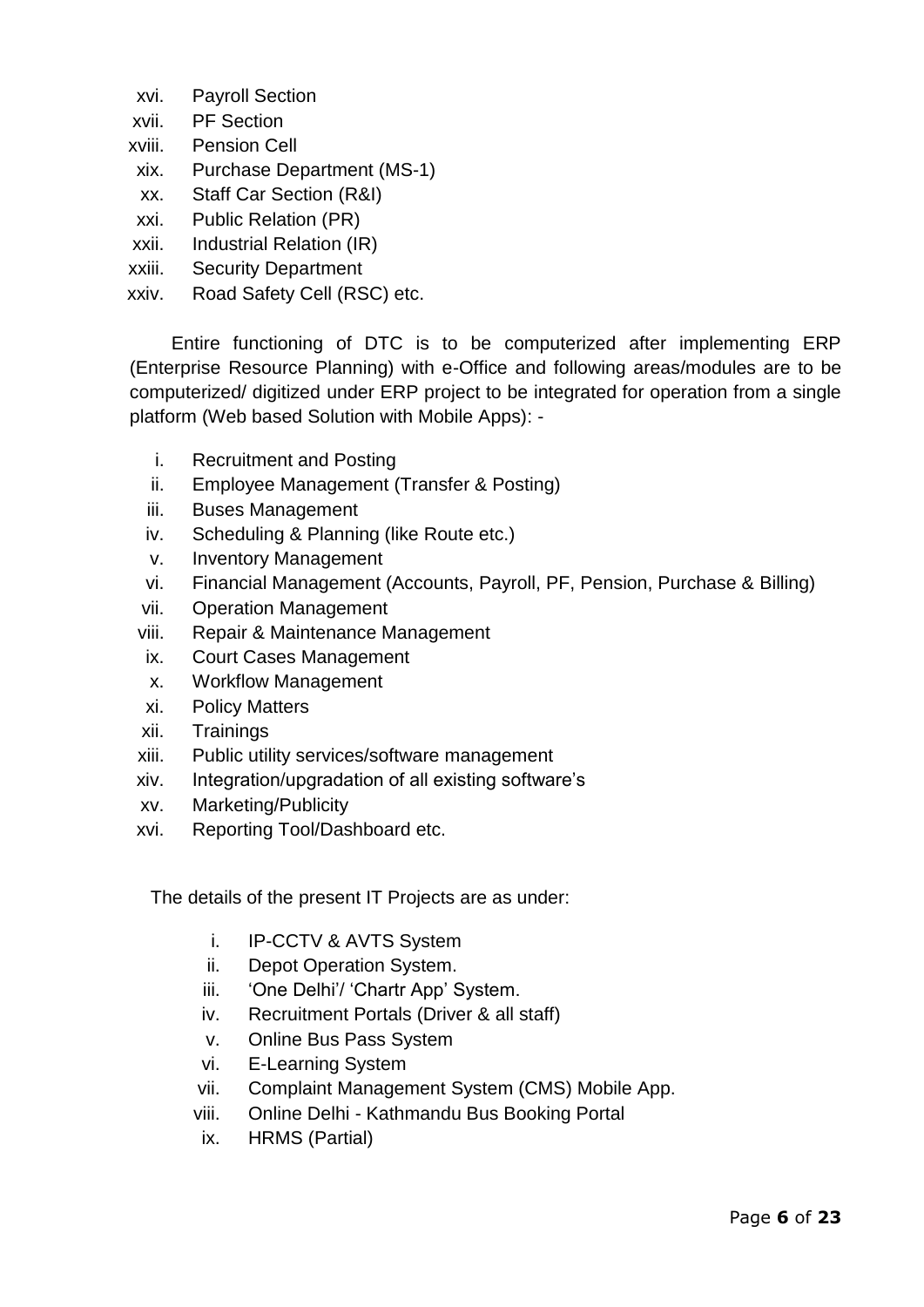xvi. Payroll Section
xvii. PF Section
xviii. Pension Cell
xix. Purchase Department (MS-1)
xx. Staff Car Section (R&I)
xxi. Public Relation (PR)
xxii. Industrial Relation (IR)
xxiii. Security Department
xxiv. Road Safety Cell (RSC) etc.

Entire functioning of DTC is to be computerized after implementing ERP (Enterprise Resource Planning) with e-Office and following areas/modules are to be computerized/ digitized under ERP project to be integrated for operation from a single platform (Web based Solution with Mobile Apps): -

i. Recruitment and Posting
ii. Employee Management (Transfer & Posting)
iii. Buses Management
iv. Scheduling & Planning (like Route etc.)
v. Inventory Management
vi. Financial Management (Accounts, Payroll, PF, Pension, Purchase & Billing)
vii. Operation Management
viii. Repair & Maintenance Management
ix. Court Cases Management
x. Workflow Management
xi. Policy Matters
xii. Trainings
xiii. Public utility services/software management
xiv. Integration/upgradation of all existing software's
xv. Marketing/Publicity
xvi. Reporting Tool/Dashboard etc.

The details of the present IT Projects are as under:

i. IP-CCTV & AVTS System
ii. Depot Operation System.
iii. 'One Delhi'/ 'Chartr App' System.
iv. Recruitment Portals (Driver & all staff)
v. Online Bus Pass System
vi. E-Learning System
vii. Complaint Management System (CMS) Mobile App.
viii. Online Delhi - Kathmandu Bus Booking Portal
ix. HRMS (Partial)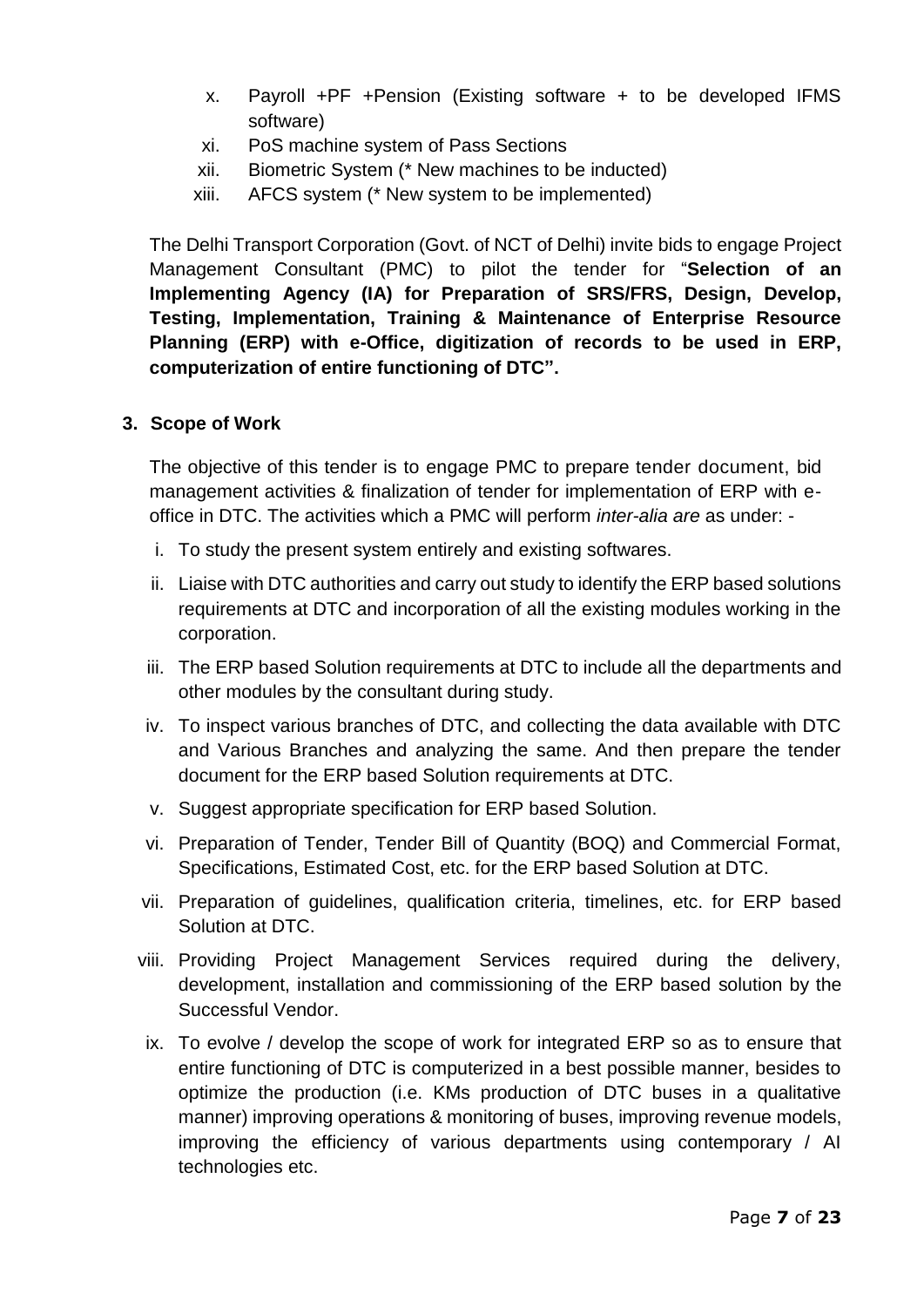x. Payroll +PF +Pension (Existing software + to be developed IFMS software)
xi. PoS machine system of Pass Sections
xii. Biometric System (* New machines to be inducted)
xiii. AFCS system (* New system to be implemented)

The Delhi Transport Corporation (Govt. of NCT of Delhi) invite bids to engage Project Management Consultant (PMC) to pilot the tender for "**Selection of an Implementing Agency (IA) for Preparation of SRS/FRS, Design, Develop, Testing, Implementation, Training & Maintenance of Enterprise Resource Planning (ERP) with e-Office, digitization of records to be used in ERP, computerization of entire functioning of DTC".**

## 3. Scope of Work

The objective of this tender is to engage PMC to prepare tender document, bid management activities & finalization of tender for implementation of ERP with e-office in DTC. The activities which a PMC will perform *inter-alia are* as under: -

i. To study the present system entirely and existing softwares.
ii. Liaise with DTC authorities and carry out study to identify the ERP based solutions requirements at DTC and incorporation of all the existing modules working in the corporation.
iii. The ERP based Solution requirements at DTC to include all the departments and other modules by the consultant during study.
iv. To inspect various branches of DTC, and collecting the data available with DTC and Various Branches and analyzing the same. And then prepare the tender document for the ERP based Solution requirements at DTC.
v. Suggest appropriate specification for ERP based Solution.
vi. Preparation of Tender, Tender Bill of Quantity (BOQ) and Commercial Format, Specifications, Estimated Cost, etc. for the ERP based Solution at DTC.
vii. Preparation of guidelines, qualification criteria, timelines, etc. for ERP based Solution at DTC.
viii. Providing Project Management Services required during the delivery, development, installation and commissioning of the ERP based solution by the Successful Vendor.
ix. To evolve / develop the scope of work for integrated ERP so as to ensure that entire functioning of DTC is computerized in a best possible manner, besides to optimize the production (i.e. KMs production of DTC buses in a qualitative manner) improving operations & monitoring of buses, improving revenue models, improving the efficiency of various departments using contemporary / AI technologies etc.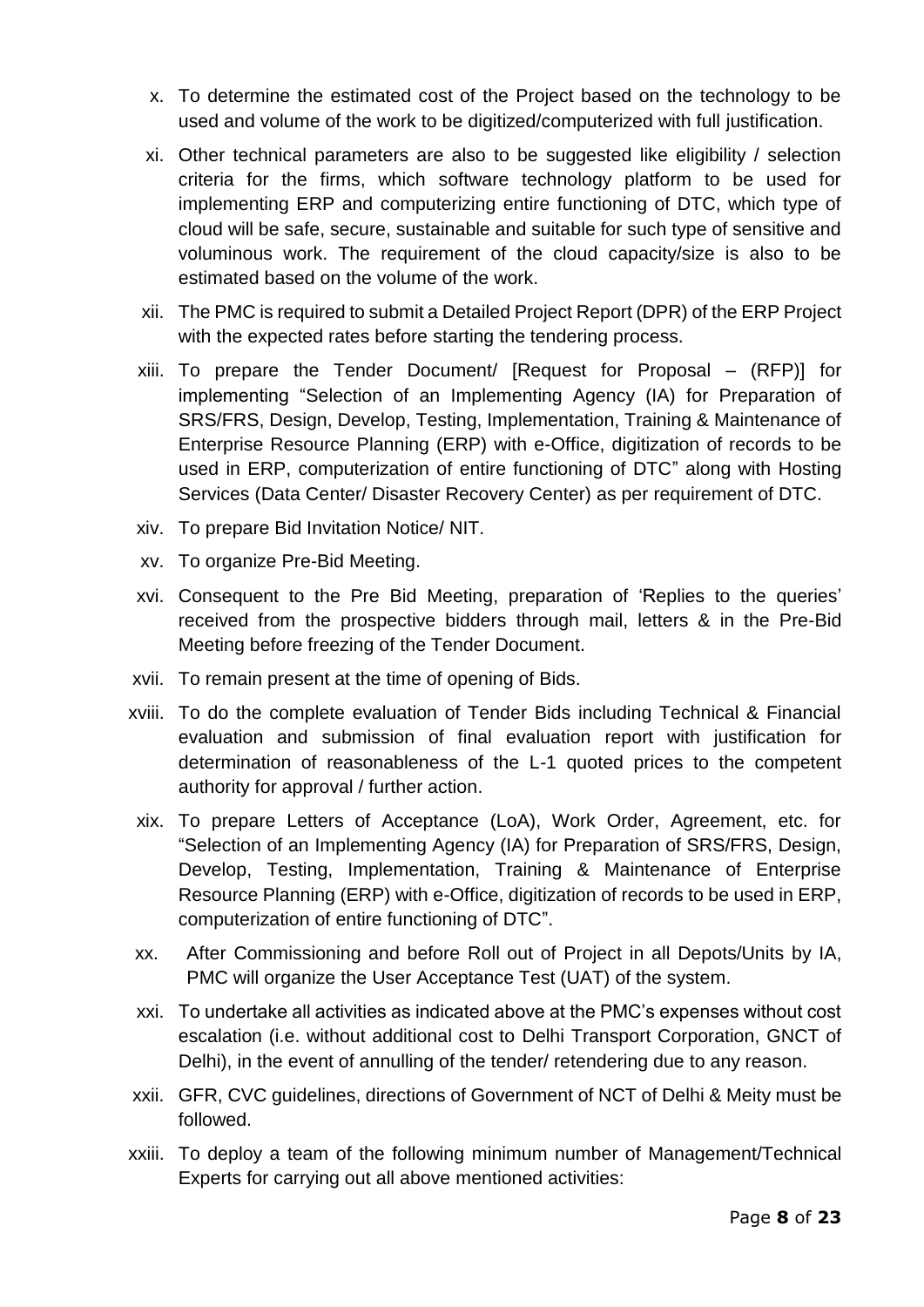x. To determine the estimated cost of the Project based on the technology to be used and volume of the work to be digitized/computerized with full justification.

xi. Other technical parameters are also to be suggested like eligibility / selection criteria for the firms, which software technology platform to be used for implementing ERP and computerizing entire functioning of DTC, which type of cloud will be safe, secure, sustainable and suitable for such type of sensitive and voluminous work. The requirement of the cloud capacity/size is also to be estimated based on the volume of the work.

xii. The PMC is required to submit a Detailed Project Report (DPR) of the ERP Project with the expected rates before starting the tendering process.

xiii. To prepare the Tender Document/ [Request for Proposal – (RFP)] for implementing "Selection of an Implementing Agency (IA) for Preparation of SRS/FRS, Design, Develop, Testing, Implementation, Training & Maintenance of Enterprise Resource Planning (ERP) with e-Office, digitization of records to be used in ERP, computerization of entire functioning of DTC" along with Hosting Services (Data Center/ Disaster Recovery Center) as per requirement of DTC.

xiv. To prepare Bid Invitation Notice/ NIT.

xv. To organize Pre-Bid Meeting.

xvi. Consequent to the Pre Bid Meeting, preparation of 'Replies to the queries' received from the prospective bidders through mail, letters & in the Pre-Bid Meeting before freezing of the Tender Document.

xvii. To remain present at the time of opening of Bids.

xviii. To do the complete evaluation of Tender Bids including Technical & Financial evaluation and submission of final evaluation report with justification for determination of reasonableness of the L-1 quoted prices to the competent authority for approval / further action.

xix. To prepare Letters of Acceptance (LoA), Work Order, Agreement, etc. for "Selection of an Implementing Agency (IA) for Preparation of SRS/FRS, Design, Develop, Testing, Implementation, Training & Maintenance of Enterprise Resource Planning (ERP) with e-Office, digitization of records to be used in ERP, computerization of entire functioning of DTC".

xx. After Commissioning and before Roll out of Project in all Depots/Units by IA, PMC will organize the User Acceptance Test (UAT) of the system.

xxi. To undertake all activities as indicated above at the PMC's expenses without cost escalation (i.e. without additional cost to Delhi Transport Corporation, GNCT of Delhi), in the event of annulling of the tender/ retendering due to any reason.

xxii. GFR, CVC guidelines, directions of Government of NCT of Delhi & Meity must be followed.

xxiii. To deploy a team of the following minimum number of Management/Technical Experts for carrying out all above mentioned activities: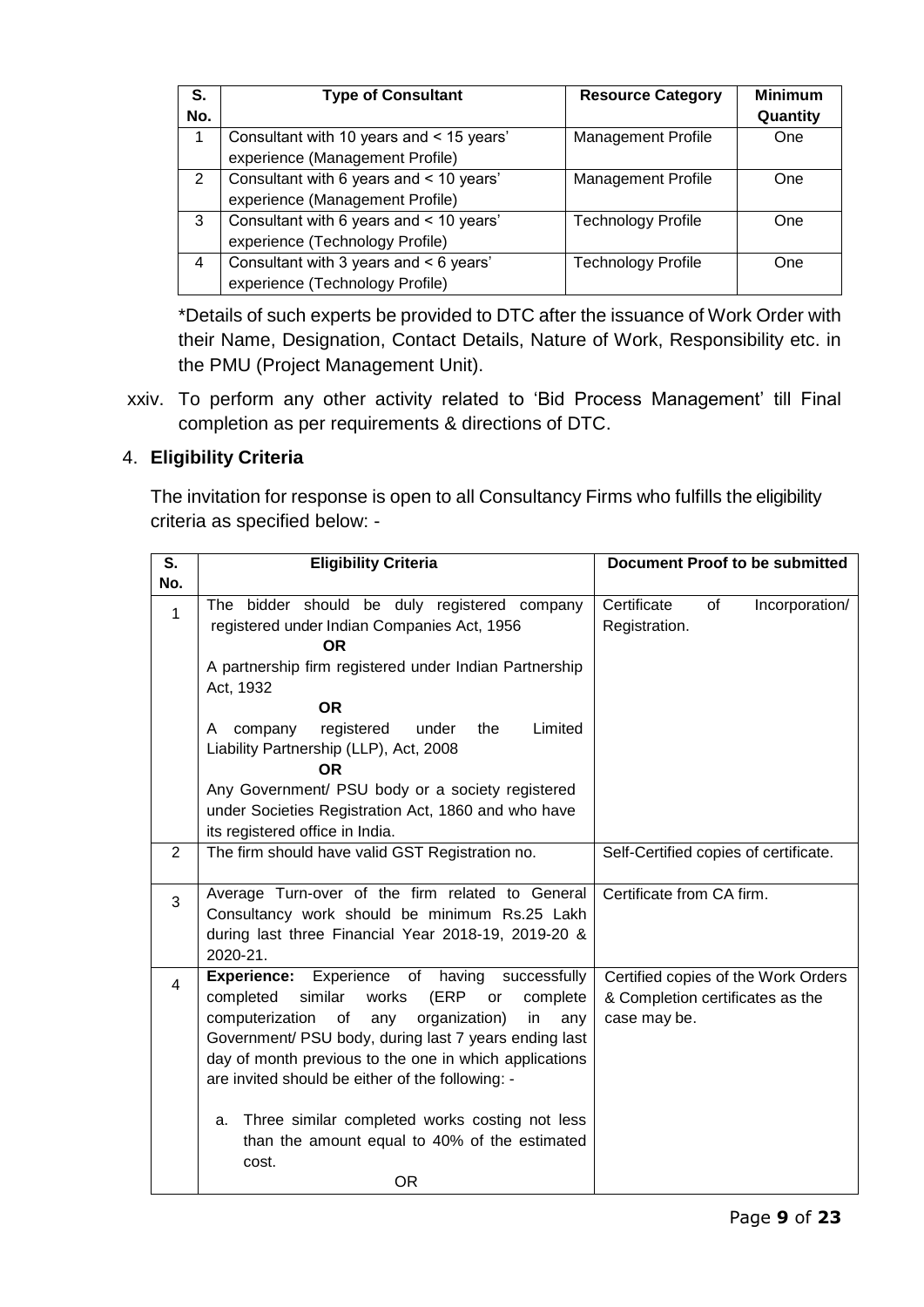| S. No. | Type of Consultant | Resource Category | Minimum Quantity |
|---|---|---|---|
| 1 | Consultant with 10 years and < 15 years' experience (Management Profile) | Management Profile | One |
| 2 | Consultant with 6 years and < 10 years' experience (Management Profile) | Management Profile | One |
| 3 | Consultant with 6 years and < 10 years' experience (Technology Profile) | Technology Profile | One |
| 4 | Consultant with 3 years and < 6 years' experience (Technology Profile) | Technology Profile | One |

*Details of such experts be provided to DTC after the issuance of Work Order with their Name, Designation, Contact Details, Nature of Work, Responsibility etc. in the PMU (Project Management Unit).

xxiv. To perform any other activity related to 'Bid Process Management' till Final completion as per requirements & directions of DTC.

4. **Eligibility Criteria**

The invitation for response is open to all Consultancy Firms who fulfills the eligibility criteria as specified below: -

| S. No. | Eligibility Criteria | Document Proof to be submitted |
|---|---|---|
| 1 | The bidder should be duly registered company registered under Indian Companies Act, 1956<br>**OR**<br>A partnership firm registered under Indian Partnership Act, 1932<br>**OR**<br>A company registered under the Limited Liability Partnership (LLP), Act, 2008<br>**OR**<br>Any Government/ PSU body or a society registered under Societies Registration Act, 1860 and who have its registered office in India. | Certificate of Incorporation/ Registration. |
| 2 | The firm should have valid GST Registration no. | Self-Certified copies of certificate. |
| 3 | Average Turn-over of the firm related to General Consultancy work should be minimum Rs.25 Lakh during last three Financial Year 2018-19, 2019-20 & 2020-21. | Certificate from CA firm. |
| 4 | **Experience:** Experience of having successfully completed similar works (ERP or complete computerization of any organization) in any Government/ PSU body, during last 7 years ending last day of month previous to the one in which applications are invited should be either of the following: -<br><br>a. Three similar completed works costing not less than the amount equal to 40% of the estimated cost.<br>OR | Certified copies of the Work Orders & Completion certificates as the case may be. |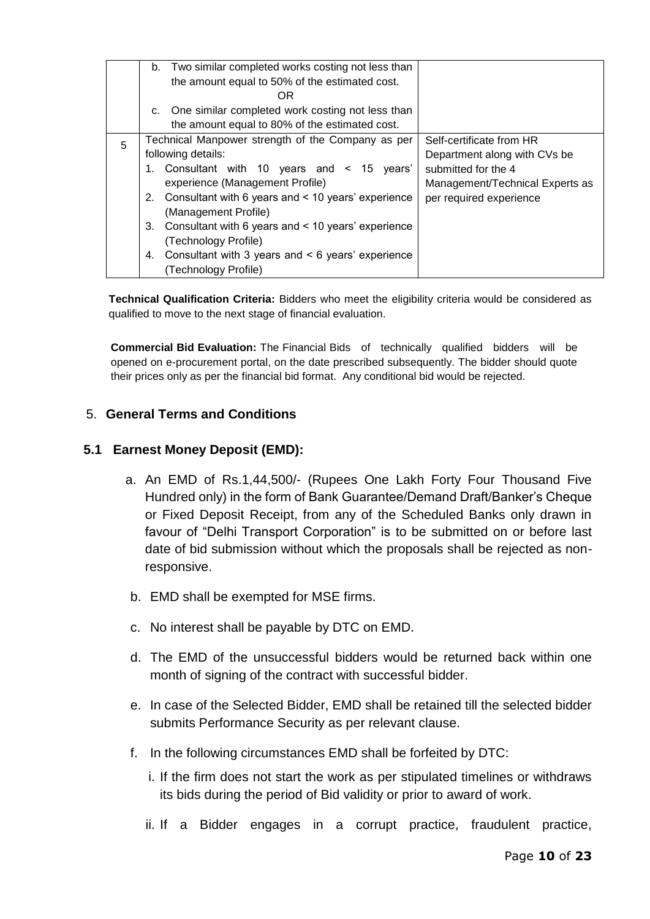| | | |
|---|---|---|
| | b. Two similar completed works costing not less than the amount equal to 50% of the estimated cost.<br>OR<br>c. One similar completed work costing not less than the amount equal to 80% of the estimated cost. | |
| 5 | Technical Manpower strength of the Company as per following details:<br>1. Consultant with 10 years and < 15 years' experience (Management Profile)<br>2. Consultant with 6 years and < 10 years' experience (Management Profile)<br>3. Consultant with 6 years and < 10 years' experience (Technology Profile)<br>4. Consultant with 3 years and < 6 years' experience (Technology Profile) | Self-certificate from HR Department along with CVs be submitted for the 4 Management/Technical Experts as per required experience |

**Technical Qualification Criteria:** Bidders who meet the eligibility criteria would be considered as qualified to move to the next stage of financial evaluation.

**Commercial Bid Evaluation:** The Financial Bids of technically qualified bidders will be opened on e-procurement portal, on the date prescribed subsequently. The bidder should quote their prices only as per the financial bid format. Any conditional bid would be rejected.

## 5. General Terms and Conditions

### 5.1 Earnest Money Deposit (EMD):

a. An EMD of Rs.1,44,500/- (Rupees One Lakh Forty Four Thousand Five Hundred only) in the form of Bank Guarantee/Demand Draft/Banker's Cheque or Fixed Deposit Receipt, from any of the Scheduled Banks only drawn in favour of "Delhi Transport Corporation" is to be submitted on or before last date of bid submission without which the proposals shall be rejected as non-responsive.

b. EMD shall be exempted for MSE firms.

c. No interest shall be payable by DTC on EMD.

d. The EMD of the unsuccessful bidders would be returned back within one month of signing of the contract with successful bidder.

e. In case of the Selected Bidder, EMD shall be retained till the selected bidder submits Performance Security as per relevant clause.

f. In the following circumstances EMD shall be forfeited by DTC:

   i. If the firm does not start the work as per stipulated timelines or withdraws its bids during the period of Bid validity or prior to award of work.

   ii. If a Bidder engages in a corrupt practice, fraudulent practice,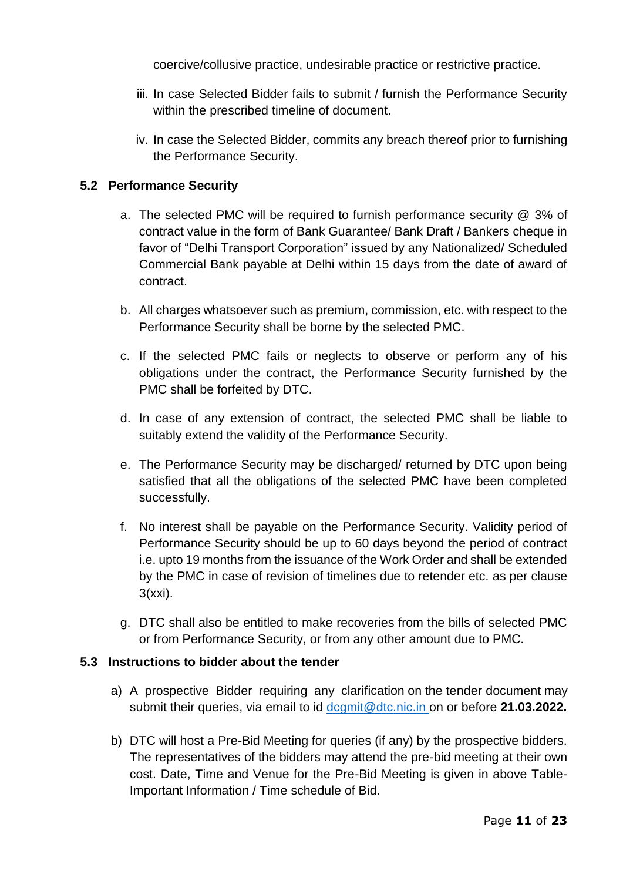coercive/collusive practice, undesirable practice or restrictive practice.

iii. In case Selected Bidder fails to submit / furnish the Performance Security within the prescribed timeline of document.

iv. In case the Selected Bidder, commits any breach thereof prior to furnishing the Performance Security.

### 5.2 Performance Security

a. The selected PMC will be required to furnish performance security @ 3% of contract value in the form of Bank Guarantee/ Bank Draft / Bankers cheque in favor of "Delhi Transport Corporation" issued by any Nationalized/ Scheduled Commercial Bank payable at Delhi within 15 days from the date of award of contract.

b. All charges whatsoever such as premium, commission, etc. with respect to the Performance Security shall be borne by the selected PMC.

c. If the selected PMC fails or neglects to observe or perform any of his obligations under the contract, the Performance Security furnished by the PMC shall be forfeited by DTC.

d. In case of any extension of contract, the selected PMC shall be liable to suitably extend the validity of the Performance Security.

e. The Performance Security may be discharged/ returned by DTC upon being satisfied that all the obligations of the selected PMC have been completed successfully.

f. No interest shall be payable on the Performance Security. Validity period of Performance Security should be up to 60 days beyond the period of contract i.e. upto 19 months from the issuance of the Work Order and shall be extended by the PMC in case of revision of timelines due to retender etc. as per clause 3(xxi).

g. DTC shall also be entitled to make recoveries from the bills of selected PMC or from Performance Security, or from any other amount due to PMC.

### 5.3 Instructions to bidder about the tender

a) A prospective Bidder requiring any clarification on the tender document may submit their queries, via email to id dcgmit@dtc.nic.in on or before **21.03.2022.**

b) DTC will host a Pre-Bid Meeting for queries (if any) by the prospective bidders. The representatives of the bidders may attend the pre-bid meeting at their own cost. Date, Time and Venue for the Pre-Bid Meeting is given in above Table- Important Information / Time schedule of Bid.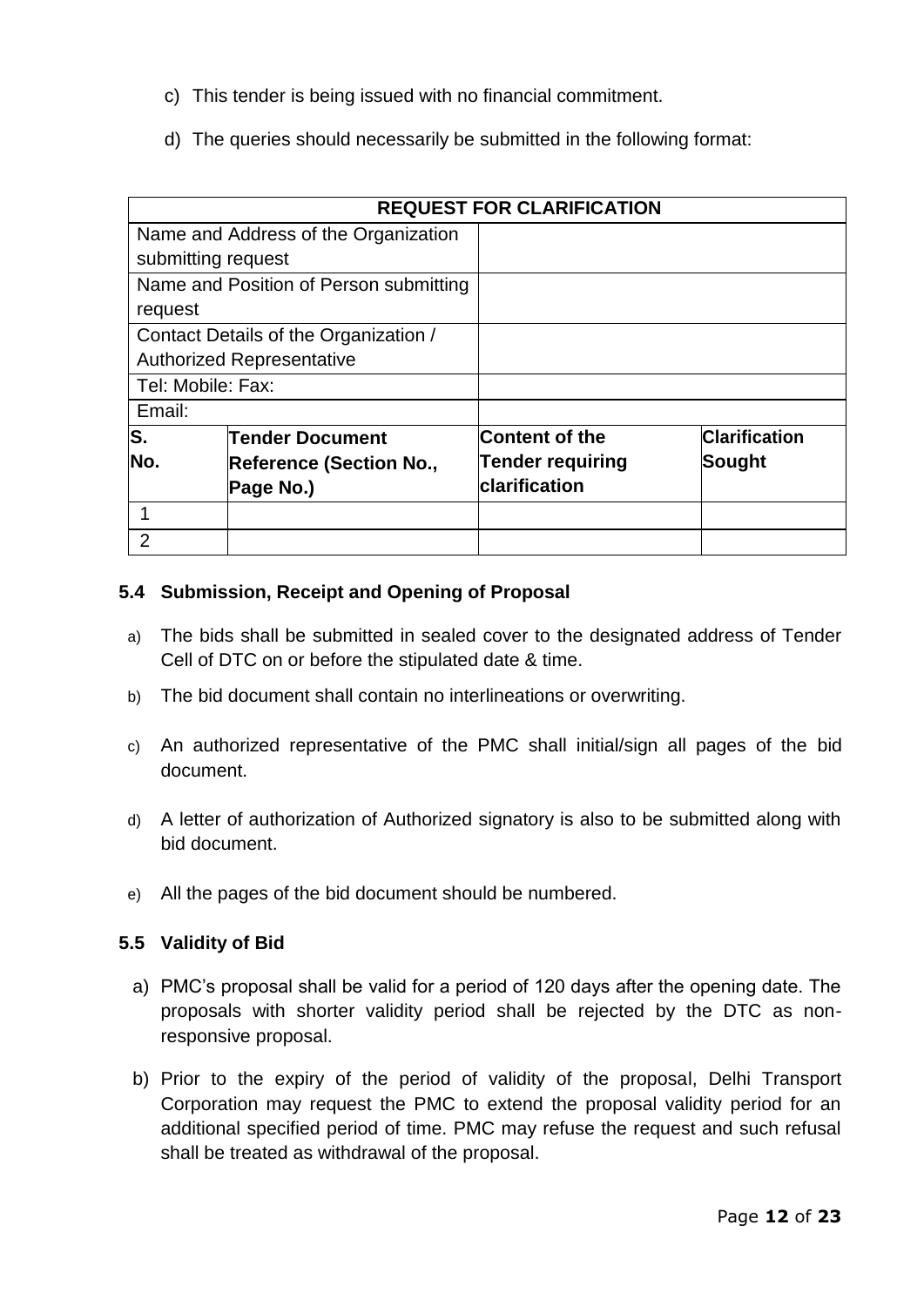c) This tender is being issued with no financial commitment.

d) The queries should necessarily be submitted in the following format:

| REQUEST FOR CLARIFICATION | | | |
|---|---|---|---|
| Name and Address of the Organization submitting request | | | |
| Name and Position of Person submitting request | | | |
| Contact Details of the Organization / Authorized Representative | | | |
| Tel: Mobile: Fax: | | | |
| Email: | | | |
| **S. No.** | **Tender Document Reference (Section No., Page No.)** | **Content of the Tender requiring clarification** | **Clarification Sought** |
| 1 | | | |
| 2 | | | |

### 5.4 Submission, Receipt and Opening of Proposal

a) The bids shall be submitted in sealed cover to the designated address of Tender Cell of DTC on or before the stipulated date & time.

b) The bid document shall contain no interlineations or overwriting.

c) An authorized representative of the PMC shall initial/sign all pages of the bid document.

d) A letter of authorization of Authorized signatory is also to be submitted along with bid document.

e) All the pages of the bid document should be numbered.

### 5.5 Validity of Bid

a) PMC's proposal shall be valid for a period of 120 days after the opening date. The proposals with shorter validity period shall be rejected by the DTC as non-responsive proposal.

b) Prior to the expiry of the period of validity of the proposal, Delhi Transport Corporation may request the PMC to extend the proposal validity period for an additional specified period of time. PMC may refuse the request and such refusal shall be treated as withdrawal of the proposal.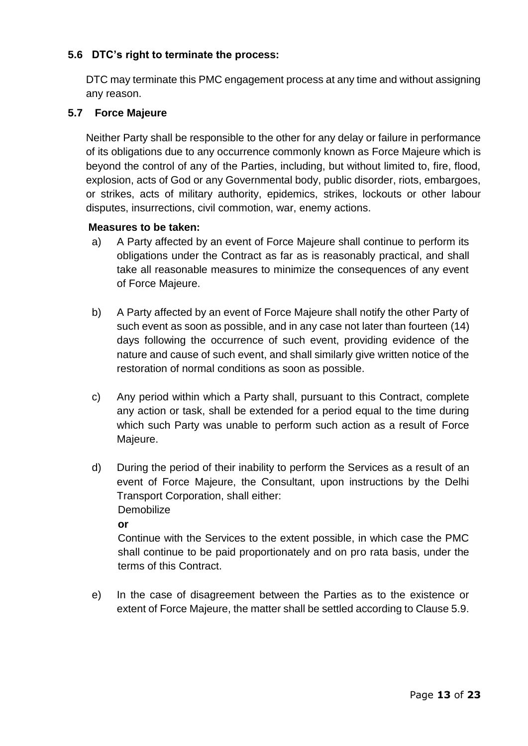### 5.6 DTC's right to terminate the process:

DTC may terminate this PMC engagement process at any time and without assigning any reason.

### 5.7 Force Majeure

Neither Party shall be responsible to the other for any delay or failure in performance of its obligations due to any occurrence commonly known as Force Majeure which is beyond the control of any of the Parties, including, but without limited to, fire, flood, explosion, acts of God or any Governmental body, public disorder, riots, embargoes, or strikes, acts of military authority, epidemics, strikes, lockouts or other labour disputes, insurrections, civil commotion, war, enemy actions.

**Measures to be taken:**

a) A Party affected by an event of Force Majeure shall continue to perform its obligations under the Contract as far as is reasonably practical, and shall take all reasonable measures to minimize the consequences of any event of Force Majeure.

b) A Party affected by an event of Force Majeure shall notify the other Party of such event as soon as possible, and in any case not later than fourteen (14) days following the occurrence of such event, providing evidence of the nature and cause of such event, and shall similarly give written notice of the restoration of normal conditions as soon as possible.

c) Any period within which a Party shall, pursuant to this Contract, complete any action or task, shall be extended for a period equal to the time during which such Party was unable to perform such action as a result of Force Majeure.

d) During the period of their inability to perform the Services as a result of an event of Force Majeure, the Consultant, upon instructions by the Delhi Transport Corporation, shall either:

   Demobilize

   **or**

   Continue with the Services to the extent possible, in which case the PMC shall continue to be paid proportionately and on pro rata basis, under the terms of this Contract.

e) In the case of disagreement between the Parties as to the existence or extent of Force Majeure, the matter shall be settled according to Clause 5.9.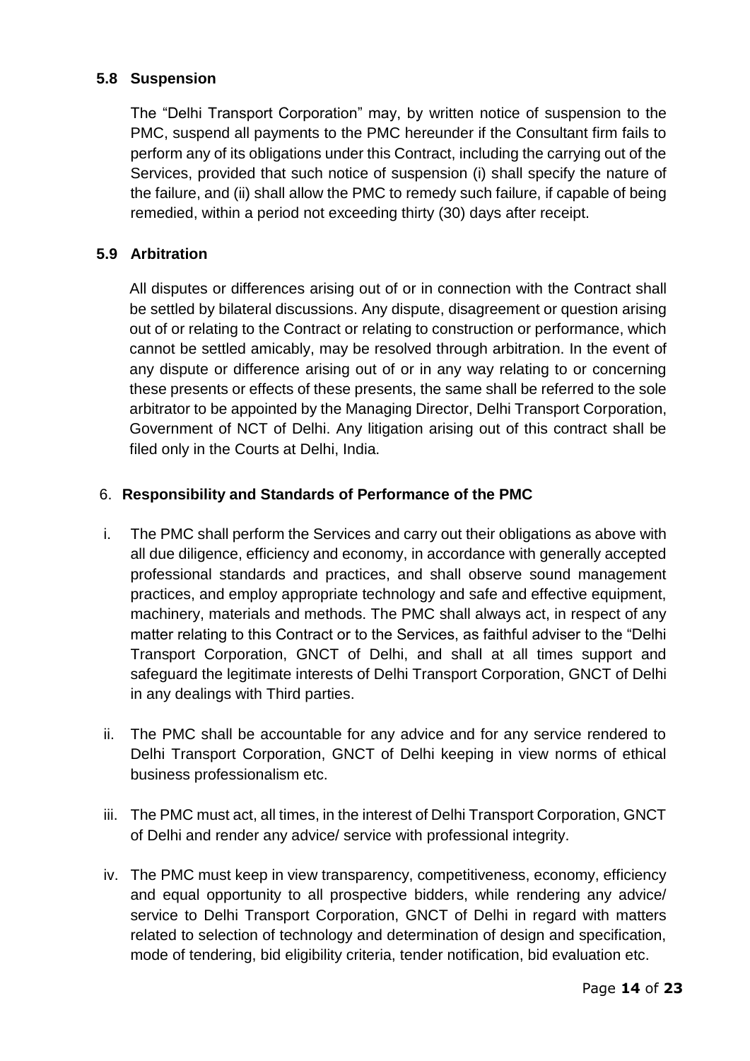### 5.8 Suspension

The "Delhi Transport Corporation" may, by written notice of suspension to the PMC, suspend all payments to the PMC hereunder if the Consultant firm fails to perform any of its obligations under this Contract, including the carrying out of the Services, provided that such notice of suspension (i) shall specify the nature of the failure, and (ii) shall allow the PMC to remedy such failure, if capable of being remedied, within a period not exceeding thirty (30) days after receipt.

### 5.9 Arbitration

All disputes or differences arising out of or in connection with the Contract shall be settled by bilateral discussions. Any dispute, disagreement or question arising out of or relating to the Contract or relating to construction or performance, which cannot be settled amicably, may be resolved through arbitration. In the event of any dispute or difference arising out of or in any way relating to or concerning these presents or effects of these presents, the same shall be referred to the sole arbitrator to be appointed by the Managing Director, Delhi Transport Corporation, Government of NCT of Delhi. Any litigation arising out of this contract shall be filed only in the Courts at Delhi, India.

## 6. Responsibility and Standards of Performance of the PMC

i. The PMC shall perform the Services and carry out their obligations as above with all due diligence, efficiency and economy, in accordance with generally accepted professional standards and practices, and shall observe sound management practices, and employ appropriate technology and safe and effective equipment, machinery, materials and methods. The PMC shall always act, in respect of any matter relating to this Contract or to the Services, as faithful adviser to the "Delhi Transport Corporation, GNCT of Delhi, and shall at all times support and safeguard the legitimate interests of Delhi Transport Corporation, GNCT of Delhi in any dealings with Third parties.

ii. The PMC shall be accountable for any advice and for any service rendered to Delhi Transport Corporation, GNCT of Delhi keeping in view norms of ethical business professionalism etc.

iii. The PMC must act, all times, in the interest of Delhi Transport Corporation, GNCT of Delhi and render any advice/ service with professional integrity.

iv. The PMC must keep in view transparency, competitiveness, economy, efficiency and equal opportunity to all prospective bidders, while rendering any advice/ service to Delhi Transport Corporation, GNCT of Delhi in regard with matters related to selection of technology and determination of design and specification, mode of tendering, bid eligibility criteria, tender notification, bid evaluation etc.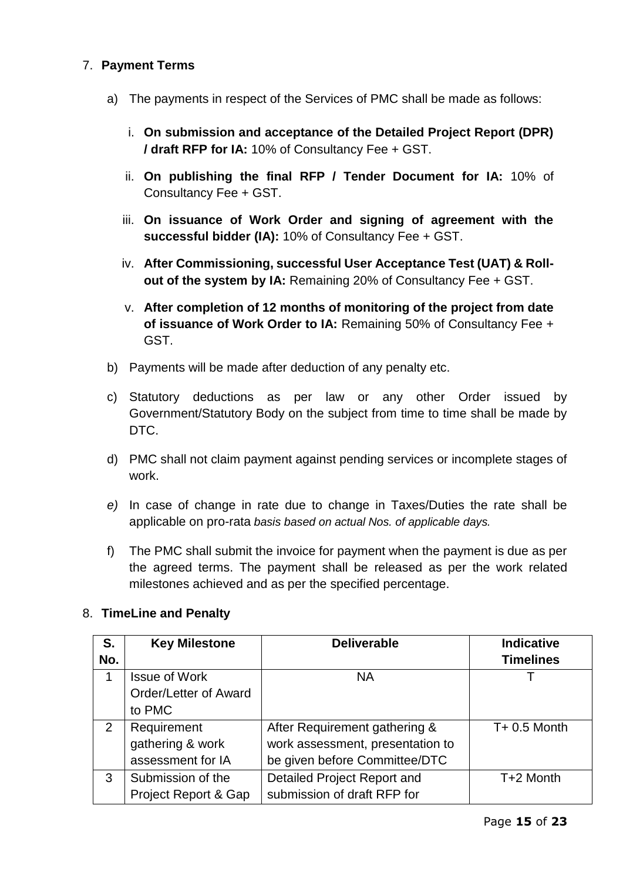7. **Payment Terms**

   a) The payments in respect of the Services of PMC shall be made as follows:

      i. **On submission and acceptance of the Detailed Project Report (DPR) / draft RFP for IA:** 10% of Consultancy Fee + GST.

      ii. **On publishing the final RFP / Tender Document for IA:** 10% of Consultancy Fee + GST.

      iii. **On issuance of Work Order and signing of agreement with the successful bidder (IA):** 10% of Consultancy Fee + GST.

      iv. **After Commissioning, successful User Acceptance Test (UAT) & Roll-out of the system by IA:** Remaining 20% of Consultancy Fee + GST.

      v. **After completion of 12 months of monitoring of the project from date of issuance of Work Order to IA:** Remaining 50% of Consultancy Fee + GST.

   b) Payments will be made after deduction of any penalty etc.

   c) Statutory deductions as per law or any other Order issued by Government/Statutory Body on the subject from time to time shall be made by DTC.

   d) PMC shall not claim payment against pending services or incomplete stages of work.

   *e)* In case of change in rate due to change in Taxes/Duties the rate shall be applicable on pro-rata *basis based on actual Nos. of applicable days.*

   f) The PMC shall submit the invoice for payment when the payment is due as per the agreed terms. The payment shall be released as per the work related milestones achieved and as per the specified percentage.

8. **TimeLine and Penalty**

| S. No. | Key Milestone | Deliverable | Indicative Timelines |
|---|---|---|---|
| 1 | Issue of Work Order/Letter of Award to PMC | NA | T |
| 2 | Requirement gathering & work assessment for IA | After Requirement gathering & work assessment, presentation to be given before Committee/DTC | T+ 0.5 Month |
| 3 | Submission of the Project Report & Gap | Detailed Project Report and submission of draft RFP for | T+2 Month |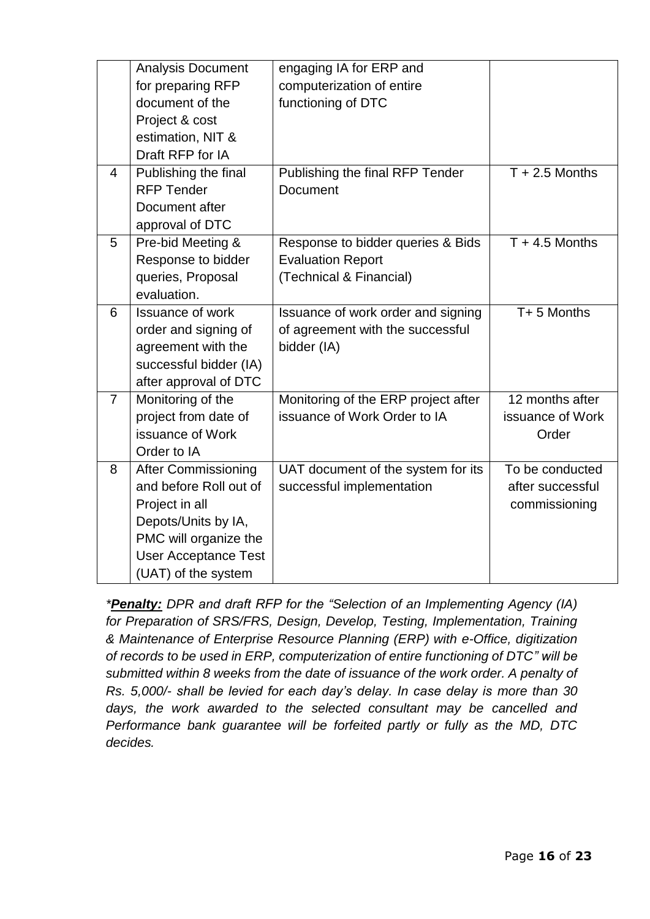| | | | |
|---|---|---|---|
| | Analysis Document for preparing RFP document of the Project & cost estimation, NIT & Draft RFP for IA | engaging IA for ERP and computerization of entire functioning of DTC | |
| 4 | Publishing the final RFP Tender Document after approval of DTC | Publishing the final RFP Tender Document | T + 2.5 Months |
| 5 | Pre-bid Meeting & Response to bidder queries, Proposal evaluation. | Response to bidder queries & Bids Evaluation Report (Technical & Financial) | T + 4.5 Months |
| 6 | Issuance of work order and signing of agreement with the successful bidder (IA) after approval of DTC | Issuance of work order and signing of agreement with the successful bidder (IA) | T+ 5 Months |
| 7 | Monitoring of the project from date of issuance of Work Order to IA | Monitoring of the ERP project after issuance of Work Order to IA | 12 months after issuance of Work Order |
| 8 | After Commissioning and before Roll out of Project in all Depots/Units by IA, PMC will organize the User Acceptance Test (UAT) of the system | UAT document of the system for its successful implementation | To be conducted after successful commissioning |

*\****Penalty:*** *DPR and draft RFP for the "Selection of an Implementing Agency (IA) for Preparation of SRS/FRS, Design, Develop, Testing, Implementation, Training & Maintenance of Enterprise Resource Planning (ERP) with e-Office, digitization of records to be used in ERP, computerization of entire functioning of DTC" will be submitted within 8 weeks from the date of issuance of the work order. A penalty of Rs. 5,000/- shall be levied for each day's delay. In case delay is more than 30 days, the work awarded to the selected consultant may be cancelled and Performance bank guarantee will be forfeited partly or fully as the MD, DTC decides.*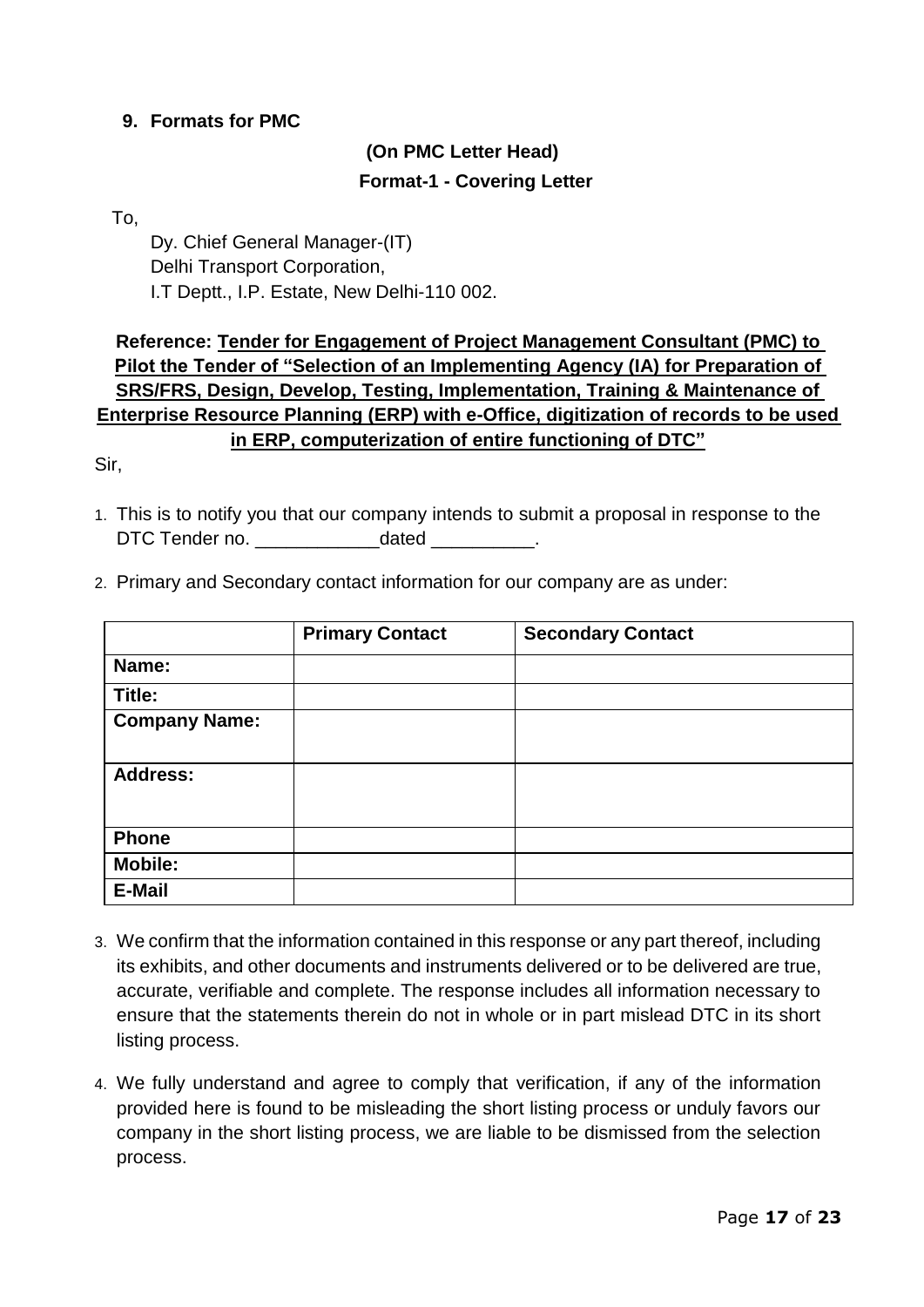## 9. Formats for PMC

**(On PMC Letter Head)**

**Format-1 - Covering Letter**

To,

Dy. Chief General Manager-(IT)
Delhi Transport Corporation,
I.T Deptt., I.P. Estate, New Delhi-110 002.

**Reference: Tender for Engagement of Project Management Consultant (PMC) to Pilot the Tender of "Selection of an Implementing Agency (IA) for Preparation of SRS/FRS, Design, Develop, Testing, Implementation, Training & Maintenance of Enterprise Resource Planning (ERP) with e-Office, digitization of records to be used in ERP, computerization of entire functioning of DTC"**

Sir,

1. This is to notify you that our company intends to submit a proposal in response to the DTC Tender no. ____________dated __________.

2. Primary and Secondary contact information for our company are as under:

| | **Primary Contact** | **Secondary Contact** |
|---|---|---|
| **Name:** | | |
| **Title:** | | |
| **Company Name:** | | |
| **Address:** | | |
| **Phone** | | |
| **Mobile:** | | |
| **E-Mail** | | |

3. We confirm that the information contained in this response or any part thereof, including its exhibits, and other documents and instruments delivered or to be delivered are true, accurate, verifiable and complete. The response includes all information necessary to ensure that the statements therein do not in whole or in part mislead DTC in its short listing process.

4. We fully understand and agree to comply that verification, if any of the information provided here is found to be misleading the short listing process or unduly favors our company in the short listing process, we are liable to be dismissed from the selection process.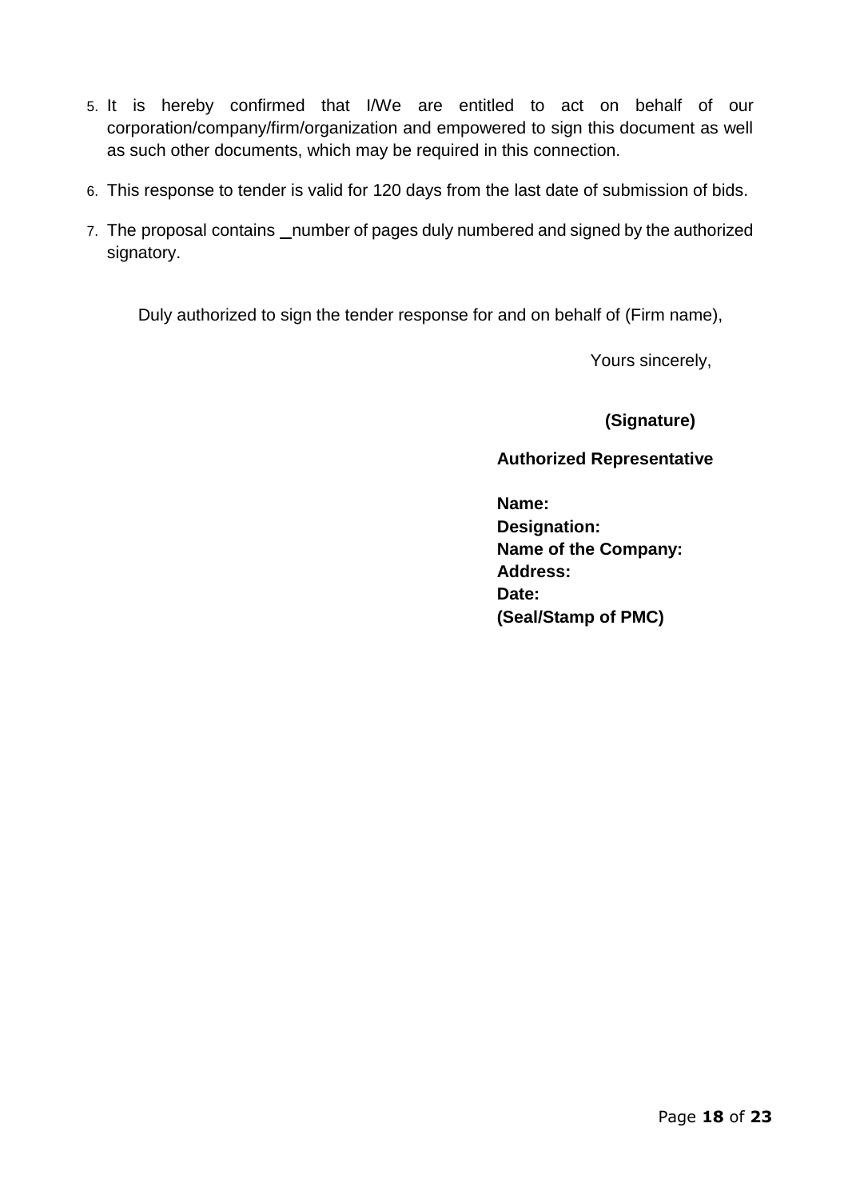5. It is hereby confirmed that I/We are entitled to act on behalf of our corporation/company/firm/organization and empowered to sign this document as well as such other documents, which may be required in this connection.
6. This response to tender is valid for 120 days from the last date of submission of bids.
7. The proposal contains _number of pages duly numbered and signed by the authorized signatory.

Duly authorized to sign the tender response for and on behalf of (Firm name),

Yours sincerely,

**(Signature)**

**Authorized Representative**

**Name:**
**Designation:**
**Name of the Company:**
**Address:**
**Date:**
**(Seal/Stamp of PMC)**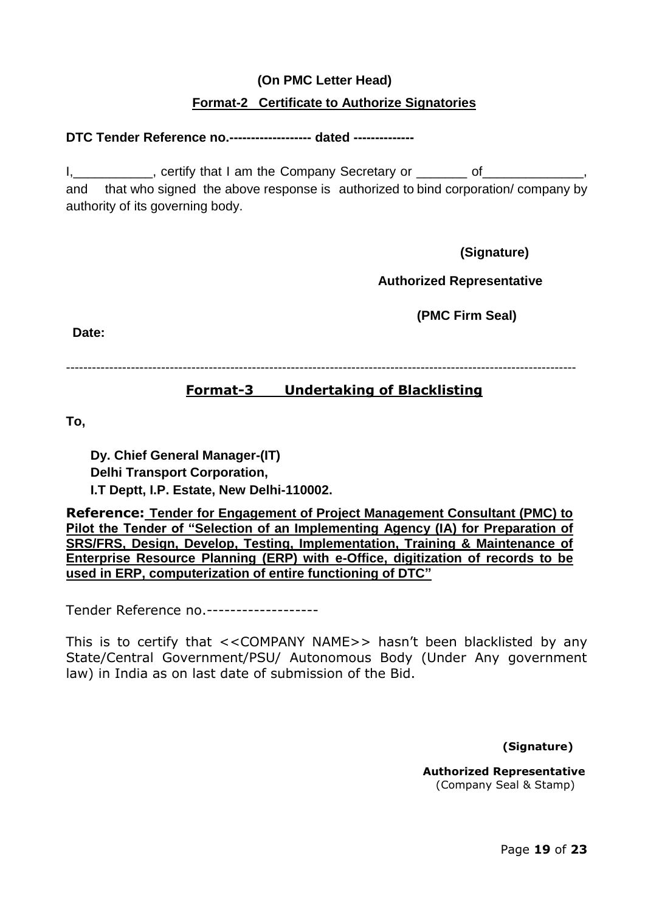**(On PMC Letter Head)**

## Format-2 Certificate to Authorize Signatories

**DTC Tender Reference no.------------------- dated -------------**

I,___________, certify that I am the Company Secretary or _______ of_____________, and that who signed the above response is authorized to bind corporation/ company by authority of its governing body.

**(Signature)**

**Authorized Representative**

**(PMC Firm Seal)**

**Date:**

---

## Format-3 Undertaking of Blacklisting

**To,**

**Dy. Chief General Manager-(IT)**
**Delhi Transport Corporation,**
**I.T Deptt, I.P. Estate, New Delhi-110002.**

**Reference: Tender for Engagement of Project Management Consultant (PMC) to Pilot the Tender of "Selection of an Implementing Agency (IA) for Preparation of SRS/FRS, Design, Develop, Testing, Implementation, Training & Maintenance of Enterprise Resource Planning (ERP) with e-Office, digitization of records to be used in ERP, computerization of entire functioning of DTC"**

Tender Reference no.-------------------

This is to certify that <<COMPANY NAME>> hasn't been blacklisted by any State/Central Government/PSU/ Autonomous Body (Under Any government law) in India as on last date of submission of the Bid.

**(Signature)**

**Authorized Representative**
(Company Seal & Stamp)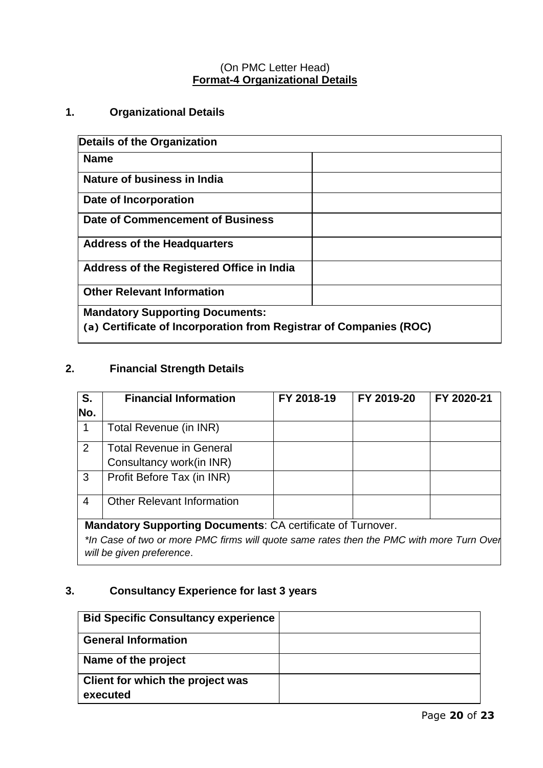(On PMC Letter Head)

**Format-4 Organizational Details**

## 1. Organizational Details

| **Details of the Organization** | |
|---|---|
| **Name** | |
| **Nature of business in India** | |
| **Date of Incorporation** | |
| **Date of Commencement of Business** | |
| **Address of the Headquarters** | |
| **Address of the Registered Office in India** | |
| **Other Relevant Information** | |
| **Mandatory Supporting Documents:** **(a) Certificate of Incorporation from Registrar of Companies (ROC)** | |

## 2. Financial Strength Details

| S. No. | Financial Information | FY 2018-19 | FY 2019-20 | FY 2020-21 |
|---|---|---|---|---|
| 1 | Total Revenue (in INR) | | | |
| 2 | Total Revenue in General Consultancy work(in INR) | | | |
| 3 | Profit Before Tax (in INR) | | | |
| 4 | Other Relevant Information | | | |
| **Mandatory Supporting Documents**: CA certificate of Turnover. *\*In Case of two or more PMC firms will quote same rates then the PMC with more Turn Over will be given preference*. | | | | |

## 3. Consultancy Experience for last 3 years

| **Bid Specific Consultancy experience** | |
|---|---|
| **General Information** | |
| **Name of the project** | |
| **Client for which the project was executed** | |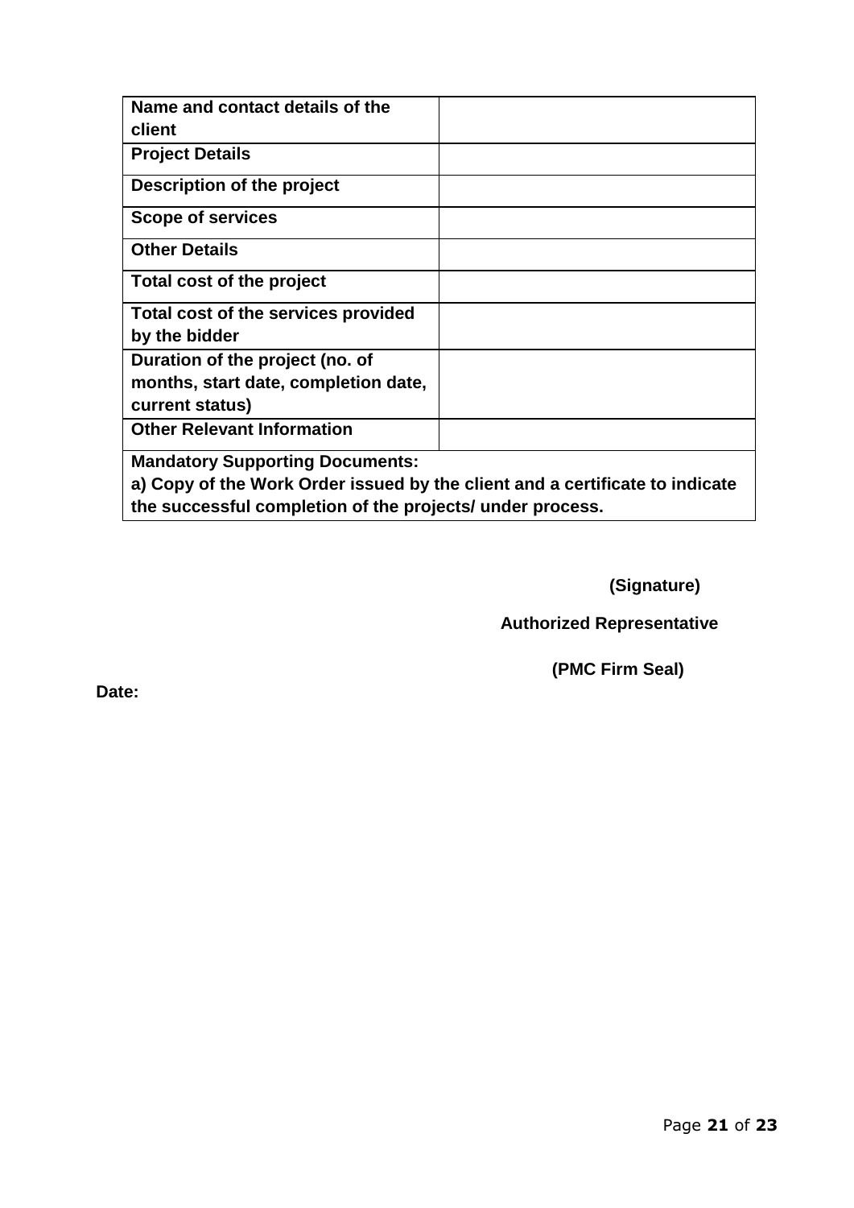| **Name and contact details of the client** | |
|---|---|
| **Project Details** | |
| **Description of the project** | |
| **Scope of services** | |
| **Other Details** | |
| **Total cost of the project** | |
| **Total cost of the services provided by the bidder** | |
| **Duration of the project (no. of months, start date, completion date, current status)** | |
| **Other Relevant Information** | |
| **Mandatory Supporting Documents:**<br>**a) Copy of the Work Order issued by the client and a certificate to indicate the successful completion of the projects/ under process.** | |

**(Signature)**

**Authorized Representative**

**(PMC Firm Seal)**

**Date:**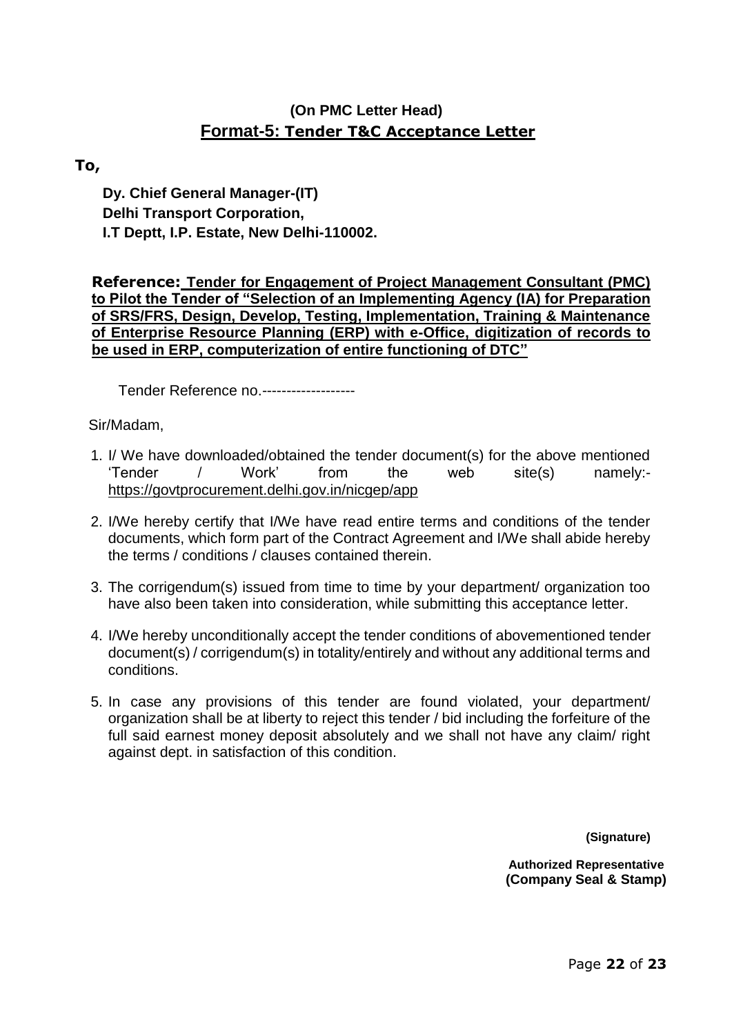**(On PMC Letter Head)**

## Format-5: Tender T&C Acceptance Letter

**To,**

**Dy. Chief General Manager-(IT)**
**Delhi Transport Corporation,**
**I.T Deptt, I.P. Estate, New Delhi-110002.**

**Reference: Tender for Engagement of Project Management Consultant (PMC) to Pilot the Tender of "Selection of an Implementing Agency (IA) for Preparation of SRS/FRS, Design, Develop, Testing, Implementation, Training & Maintenance of Enterprise Resource Planning (ERP) with e-Office, digitization of records to be used in ERP, computerization of entire functioning of DTC"**

Tender Reference no.-------------------

Sir/Madam,

1. I/ We have downloaded/obtained the tender document(s) for the above mentioned 'Tender / Work' from the web site(s) namely:- https://govtprocurement.delhi.gov.in/nicgep/app
2. I/We hereby certify that I/We have read entire terms and conditions of the tender documents, which form part of the Contract Agreement and I/We shall abide hereby the terms / conditions / clauses contained therein.
3. The corrigendum(s) issued from time to time by your department/ organization too have also been taken into consideration, while submitting this acceptance letter.
4. I/We hereby unconditionally accept the tender conditions of abovementioned tender document(s) / corrigendum(s) in totality/entirely and without any additional terms and conditions.
5. In case any provisions of this tender are found violated, your department/ organization shall be at liberty to reject this tender / bid including the forfeiture of the full said earnest money deposit absolutely and we shall not have any claim/ right against dept. in satisfaction of this condition.

**(Signature)**

**Authorized Representative**
**(Company Seal & Stamp)**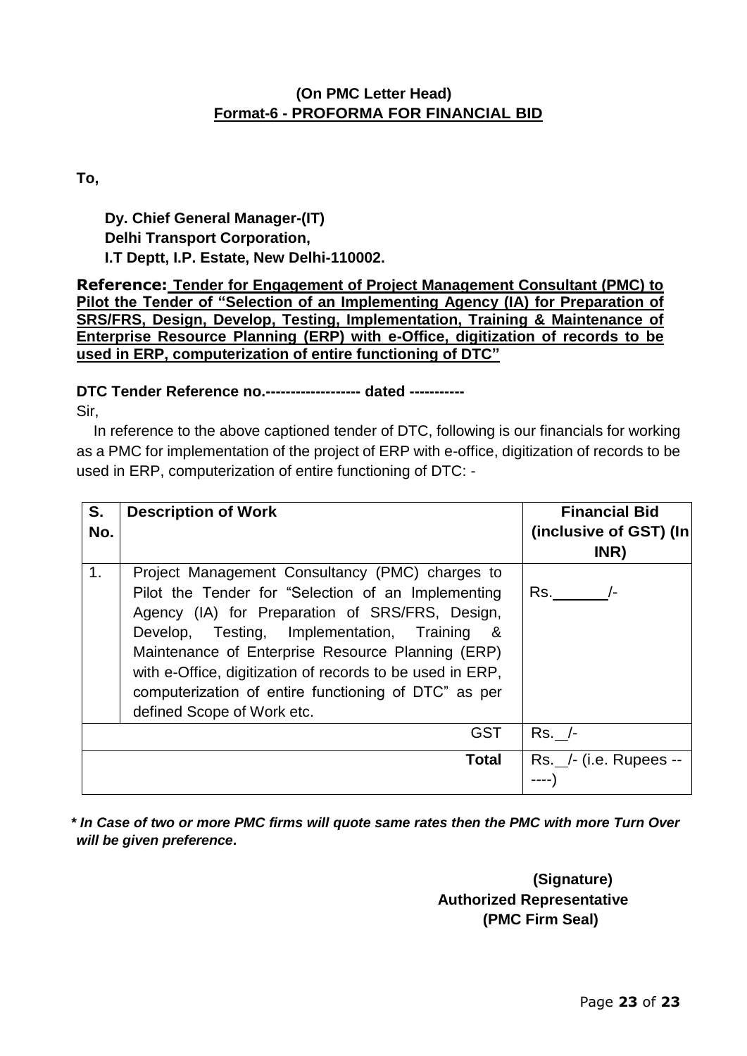**(On PMC Letter Head)**

## Format-6 - PROFORMA FOR FINANCIAL BID

**To,**

**Dy. Chief General Manager-(IT)**
**Delhi Transport Corporation,**
**I.T Deptt, I.P. Estate, New Delhi-110002.**

**Reference: Tender for Engagement of Project Management Consultant (PMC) to Pilot the Tender of "Selection of an Implementing Agency (IA) for Preparation of SRS/FRS, Design, Develop, Testing, Implementation, Training & Maintenance of Enterprise Resource Planning (ERP) with e-Office, digitization of records to be used in ERP, computerization of entire functioning of DTC"**

**DTC Tender Reference no.------------------- dated -----------**

Sir,

In reference to the above captioned tender of DTC, following is our financials for working as a PMC for implementation of the project of ERP with e-office, digitization of records to be used in ERP, computerization of entire functioning of DTC: -

| S. No. | Description of Work | Financial Bid (inclusive of GST) (In INR) |
|---|---|---|
| 1. | Project Management Consultancy (PMC) charges to Pilot the Tender for "Selection of an Implementing Agency (IA) for Preparation of SRS/FRS, Design, Develop, Testing, Implementation, Training & Maintenance of Enterprise Resource Planning (ERP) with e-Office, digitization of records to be used in ERP, computerization of entire functioning of DTC" as per defined Scope of Work etc. | Rs.______/- |
| | GST | Rs.__/- |
| | **Total** | Rs.__/- (i.e. Rupees ------) |

***\* In Case of two or more PMC firms will quote same rates then the PMC with more Turn Over will be given preference.***

**(Signature)**
**Authorized Representative**
**(PMC Firm Seal)**